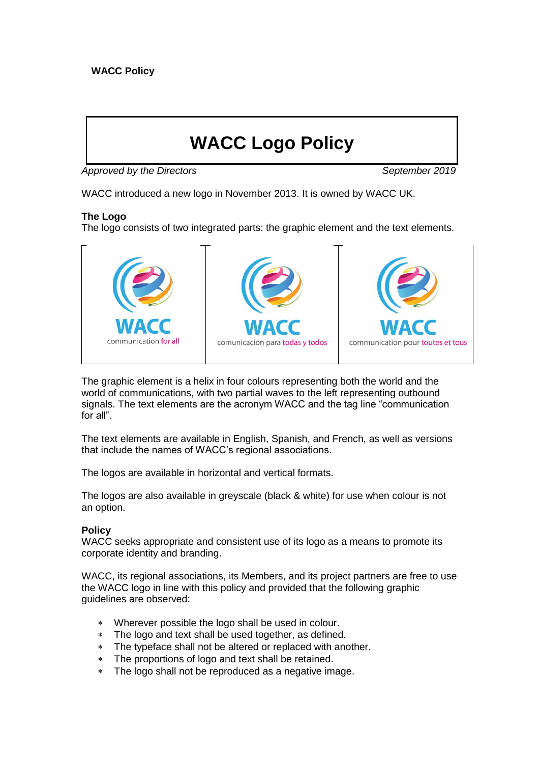**WACC Policy**

# WACC Logo Policy

*Approved by the Directors* — *September 2019*

WACC introduced a new logo in November 2013. It is owned by WACC UK.

**The Logo**
The logo consists of two integrated parts: the graphic element and the text elements.

| WACC communication for all | WACC comunicación para todas y todos | WACC communication pour toutes et tous |
|---|---|---|

The graphic element is a helix in four colours representing both the world and the world of communications, with two partial waves to the left representing outbound signals. The text elements are the acronym WACC and the tag line "communication for all".

The text elements are available in English, Spanish, and French, as well as versions that include the names of WACC's regional associations.

The logos are available in horizontal and vertical formats.

The logos are also available in greyscale (black & white) for use when colour is not an option.

**Policy**
WACC seeks appropriate and consistent use of its logo as a means to promote its corporate identity and branding.

WACC, its regional associations, its Members, and its project partners are free to use the WACC logo in line with this policy and provided that the following graphic guidelines are observed:

- Wherever possible the logo shall be used in colour.
- The logo and text shall be used together, as defined.
- The typeface shall not be altered or replaced with another.
- The proportions of logo and text shall be retained.
- The logo shall not be reproduced as a negative image.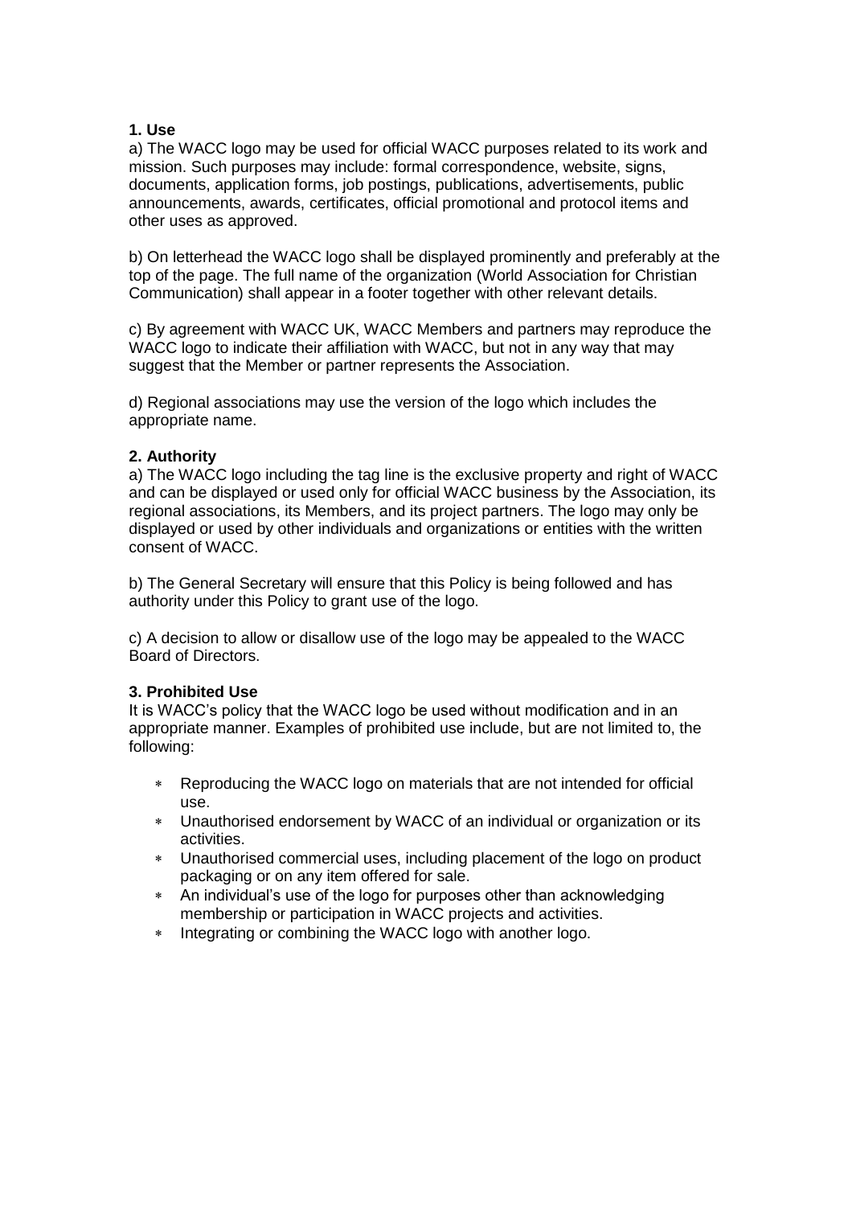**1. Use**

a) The WACC logo may be used for official WACC purposes related to its work and mission. Such purposes may include: formal correspondence, website, signs, documents, application forms, job postings, publications, advertisements, public announcements, awards, certificates, official promotional and protocol items and other uses as approved.

b) On letterhead the WACC logo shall be displayed prominently and preferably at the top of the page. The full name of the organization (World Association for Christian Communication) shall appear in a footer together with other relevant details.

c) By agreement with WACC UK, WACC Members and partners may reproduce the WACC logo to indicate their affiliation with WACC, but not in any way that may suggest that the Member or partner represents the Association.

d) Regional associations may use the version of the logo which includes the appropriate name.

**2. Authority**

a) The WACC logo including the tag line is the exclusive property and right of WACC and can be displayed or used only for official WACC business by the Association, its regional associations, its Members, and its project partners. The logo may only be displayed or used by other individuals and organizations or entities with the written consent of WACC.

b) The General Secretary will ensure that this Policy is being followed and has authority under this Policy to grant use of the logo.

c) A decision to allow or disallow use of the logo may be appealed to the WACC Board of Directors.

**3. Prohibited Use**

It is WACC's policy that the WACC logo be used without modification and in an appropriate manner. Examples of prohibited use include, but are not limited to, the following:

- Reproducing the WACC logo on materials that are not intended for official use.
- Unauthorised endorsement by WACC of an individual or organization or its activities.
- Unauthorised commercial uses, including placement of the logo on product packaging or on any item offered for sale.
- An individual's use of the logo for purposes other than acknowledging membership or participation in WACC projects and activities.
- Integrating or combining the WACC logo with another logo.